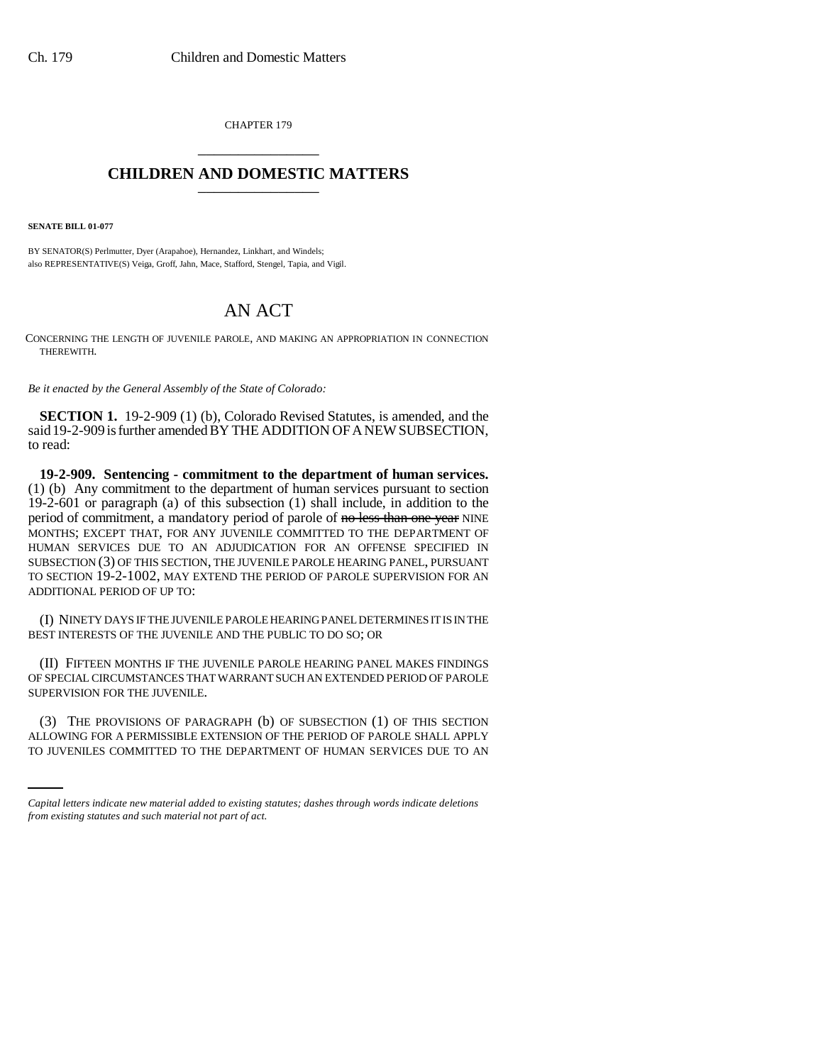CHAPTER 179

## CHILDREN AND DOMESTIC MATTERS

**SENATE BILL 01-077**

BY SENATOR(S) Perlmutter, Dyer (Arapahoe), Hernandez, Linkhart, and Windels;
also REPRESENTATIVE(S) Veiga, Groff, Jahn, Mace, Stafford, Stengel, Tapia, and Vigil.

# AN ACT

CONCERNING THE LENGTH OF JUVENILE PAROLE, AND MAKING AN APPROPRIATION IN CONNECTION THEREWITH.

*Be it enacted by the General Assembly of the State of Colorado:*

**SECTION 1.** 19-2-909 (1) (b), Colorado Revised Statutes, is amended, and the said 19-2-909 is further amended BY THE ADDITION OF A NEW SUBSECTION, to read:

**19-2-909. Sentencing - commitment to the department of human services.** (1) (b) Any commitment to the department of human services pursuant to section 19-2-601 or paragraph (a) of this subsection (1) shall include, in addition to the period of commitment, a mandatory period of parole of ~~no less than one year~~ NINE MONTHS; EXCEPT THAT, FOR ANY JUVENILE COMMITTED TO THE DEPARTMENT OF HUMAN SERVICES DUE TO AN ADJUDICATION FOR AN OFFENSE SPECIFIED IN SUBSECTION (3) OF THIS SECTION, THE JUVENILE PAROLE HEARING PANEL, PURSUANT TO SECTION 19-2-1002, MAY EXTEND THE PERIOD OF PAROLE SUPERVISION FOR AN ADDITIONAL PERIOD OF UP TO:

(I) NINETY DAYS IF THE JUVENILE PAROLE HEARING PANEL DETERMINES IT IS IN THE BEST INTERESTS OF THE JUVENILE AND THE PUBLIC TO DO SO; OR

(II) FIFTEEN MONTHS IF THE JUVENILE PAROLE HEARING PANEL MAKES FINDINGS OF SPECIAL CIRCUMSTANCES THAT WARRANT SUCH AN EXTENDED PERIOD OF PAROLE SUPERVISION FOR THE JUVENILE.

(3) THE PROVISIONS OF PARAGRAPH (b) OF SUBSECTION (1) OF THIS SECTION ALLOWING FOR A PERMISSIBLE EXTENSION OF THE PERIOD OF PAROLE SHALL APPLY TO JUVENILES COMMITTED TO THE DEPARTMENT OF HUMAN SERVICES DUE TO AN

*Capital letters indicate new material added to existing statutes; dashes through words indicate deletions from existing statutes and such material not part of act.*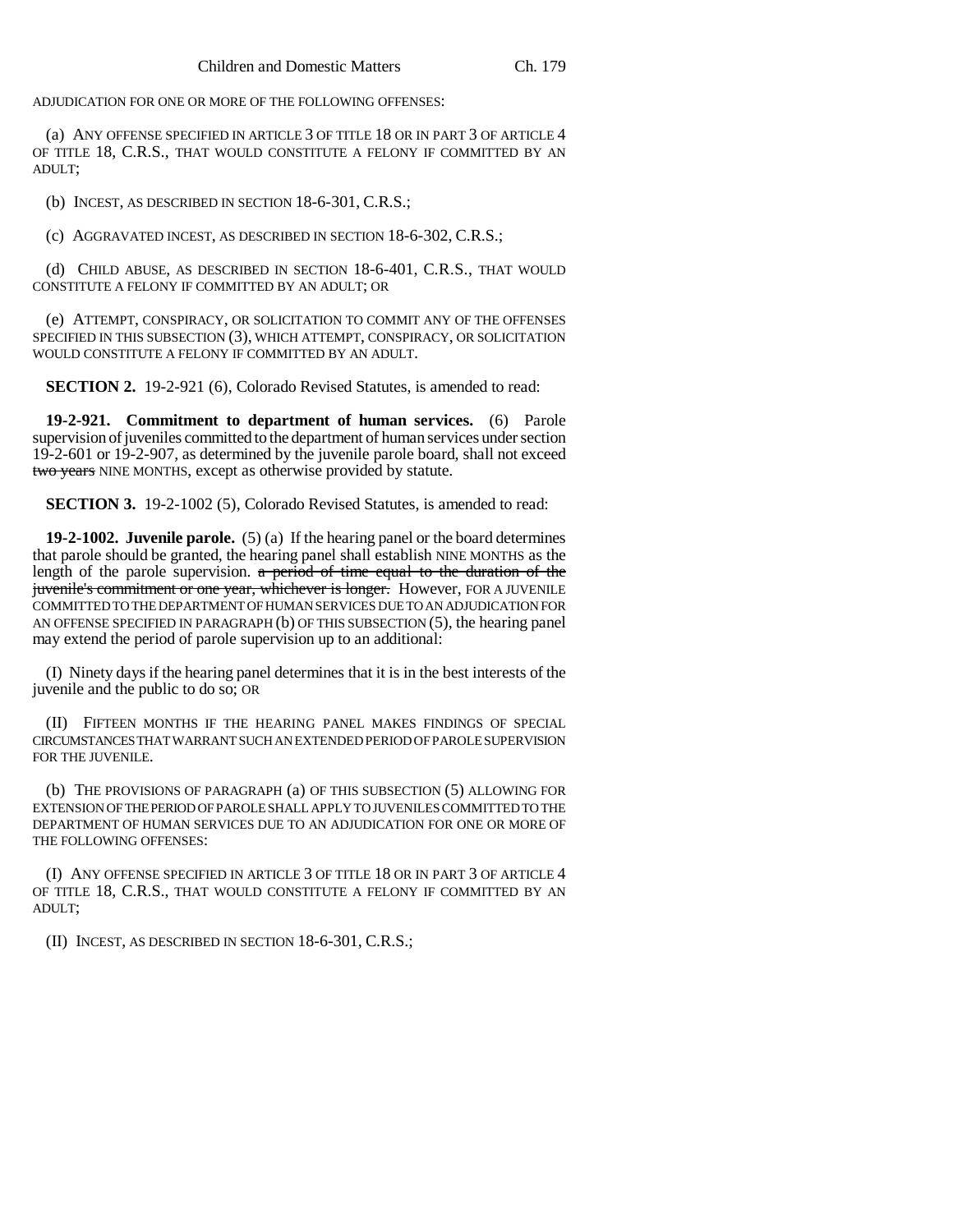ADJUDICATION FOR ONE OR MORE OF THE FOLLOWING OFFENSES:

(a) ANY OFFENSE SPECIFIED IN ARTICLE 3 OF TITLE 18 OR IN PART 3 OF ARTICLE 4 OF TITLE 18, C.R.S., THAT WOULD CONSTITUTE A FELONY IF COMMITTED BY AN ADULT;

(b) INCEST, AS DESCRIBED IN SECTION 18-6-301, C.R.S.;

(c) AGGRAVATED INCEST, AS DESCRIBED IN SECTION 18-6-302, C.R.S.;

(d) CHILD ABUSE, AS DESCRIBED IN SECTION 18-6-401, C.R.S., THAT WOULD CONSTITUTE A FELONY IF COMMITTED BY AN ADULT; OR

(e) ATTEMPT, CONSPIRACY, OR SOLICITATION TO COMMIT ANY OF THE OFFENSES SPECIFIED IN THIS SUBSECTION (3), WHICH ATTEMPT, CONSPIRACY, OR SOLICITATION WOULD CONSTITUTE A FELONY IF COMMITTED BY AN ADULT.

**SECTION 2.** 19-2-921 (6), Colorado Revised Statutes, is amended to read:

**19-2-921. Commitment to department of human services.** (6) Parole supervision of juveniles committed to the department of human services under section 19-2-601 or 19-2-907, as determined by the juvenile parole board, shall not exceed ~~two years~~ NINE MONTHS, except as otherwise provided by statute.

**SECTION 3.** 19-2-1002 (5), Colorado Revised Statutes, is amended to read:

**19-2-1002. Juvenile parole.** (5) (a) If the hearing panel or the board determines that parole should be granted, the hearing panel shall establish NINE MONTHS as the length of the parole supervision. ~~a period of time equal to the duration of the juvenile's commitment or one year, whichever is longer.~~ However, FOR A JUVENILE COMMITTED TO THE DEPARTMENT OF HUMAN SERVICES DUE TO AN ADJUDICATION FOR AN OFFENSE SPECIFIED IN PARAGRAPH (b) OF THIS SUBSECTION (5), the hearing panel may extend the period of parole supervision up to an additional:

(I) Ninety days if the hearing panel determines that it is in the best interests of the juvenile and the public to do so; OR

(II) FIFTEEN MONTHS IF THE HEARING PANEL MAKES FINDINGS OF SPECIAL CIRCUMSTANCES THAT WARRANT SUCH AN EXTENDED PERIOD OF PAROLE SUPERVISION FOR THE JUVENILE.

(b) THE PROVISIONS OF PARAGRAPH (a) OF THIS SUBSECTION (5) ALLOWING FOR EXTENSION OF THE PERIOD OF PAROLE SHALL APPLY TO JUVENILES COMMITTED TO THE DEPARTMENT OF HUMAN SERVICES DUE TO AN ADJUDICATION FOR ONE OR MORE OF THE FOLLOWING OFFENSES:

(I) ANY OFFENSE SPECIFIED IN ARTICLE 3 OF TITLE 18 OR IN PART 3 OF ARTICLE 4 OF TITLE 18, C.R.S., THAT WOULD CONSTITUTE A FELONY IF COMMITTED BY AN ADULT;

(II) INCEST, AS DESCRIBED IN SECTION 18-6-301, C.R.S.;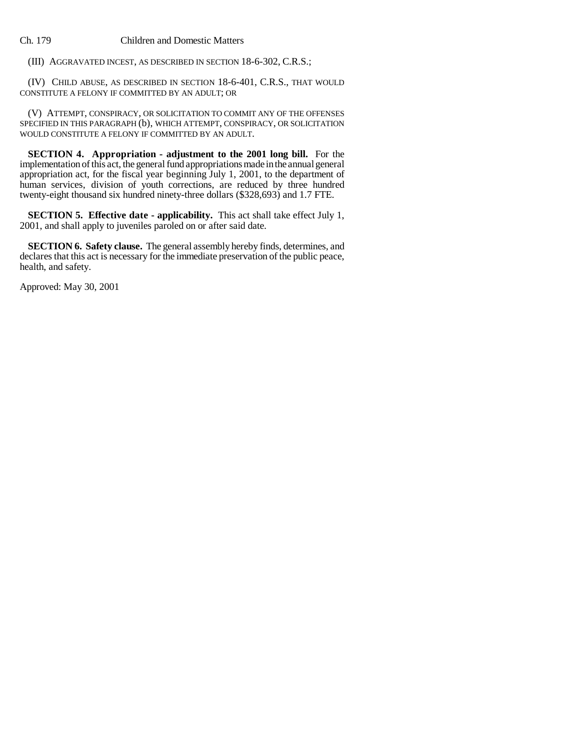(III) AGGRAVATED INCEST, AS DESCRIBED IN SECTION 18-6-302, C.R.S.;

(IV) CHILD ABUSE, AS DESCRIBED IN SECTION 18-6-401, C.R.S., THAT WOULD CONSTITUTE A FELONY IF COMMITTED BY AN ADULT; OR

(V) ATTEMPT, CONSPIRACY, OR SOLICITATION TO COMMIT ANY OF THE OFFENSES SPECIFIED IN THIS PARAGRAPH (b), WHICH ATTEMPT, CONSPIRACY, OR SOLICITATION WOULD CONSTITUTE A FELONY IF COMMITTED BY AN ADULT.

**SECTION 4. Appropriation - adjustment to the 2001 long bill.** For the implementation of this act, the general fund appropriations made in the annual general appropriation act, for the fiscal year beginning July 1, 2001, to the department of human services, division of youth corrections, are reduced by three hundred twenty-eight thousand six hundred ninety-three dollars ($328,693) and 1.7 FTE.

**SECTION 5. Effective date - applicability.** This act shall take effect July 1, 2001, and shall apply to juveniles paroled on or after said date.

**SECTION 6. Safety clause.** The general assembly hereby finds, determines, and declares that this act is necessary for the immediate preservation of the public peace, health, and safety.

Approved: May 30, 2001